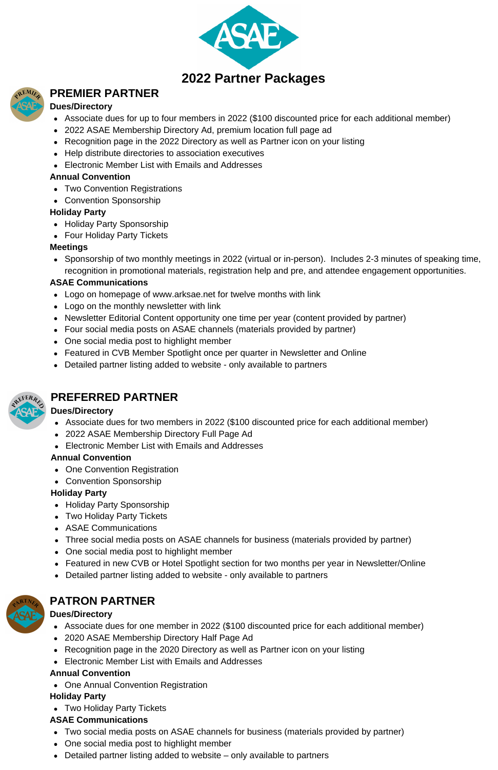# 2022 Partner Packages

## PREMIER PARTNER

**Dues/Directory**

- Associate dues for up to four members in 2022 ($100 discounted price for each additional member)
- 2022 ASAE Membership Directory Ad, premium location full page ad
- Recognition page in the 2022 Directory as well as Partner icon on your listing
- Help distribute directories to association executives
- Electronic Member List with Emails and Addresses

**Annual Convention**

- Two Convention Registrations
- Convention Sponsorship

**Holiday Party**

- Holiday Party Sponsorship
- Four Holiday Party Tickets

**Meetings**

- Sponsorship of two monthly meetings in 2022 (virtual or in-person). Includes 2-3 minutes of speaking time, recognition in promotional materials, registration help and pre, and attendee engagement opportunities.

**ASAE Communications**

- Logo on homepage of www.arksae.net for twelve months with link
- Logo on the monthly newsletter with link
- Newsletter Editorial Content opportunity one time per year (content provided by partner)
- Four social media posts on ASAE channels (materials provided by partner)
- One social media post to highlight member
- Featured in CVB Member Spotlight once per quarter in Newsletter and Online
- Detailed partner listing added to website - only available to partners

## PREFERRED PARTNER

**Dues/Directory**

- Associate dues for two members in 2022 ($100 discounted price for each additional member)
- 2022 ASAE Membership Directory Full Page Ad
- Electronic Member List with Emails and Addresses

**Annual Convention**

- One Convention Registration
- Convention Sponsorship

**Holiday Party**

- Holiday Party Sponsorship
- Two Holiday Party Tickets
- ASAE Communications
- Three social media posts on ASAE channels for business (materials provided by partner)
- One social media post to highlight member
- Featured in new CVB or Hotel Spotlight section for two months per year in Newsletter/Online
- Detailed partner listing added to website - only available to partners

## PATRON PARTNER

**Dues/Directory**

- Associate dues for one member in 2022 ($100 discounted price for each additional member)
- 2020 ASAE Membership Directory Half Page Ad
- Recognition page in the 2020 Directory as well as Partner icon on your listing
- Electronic Member List with Emails and Addresses

**Annual Convention**

- One Annual Convention Registration

**Holiday Party**

- Two Holiday Party Tickets

**ASAE Communications**

- Two social media posts on ASAE channels for business (materials provided by partner)
- One social media post to highlight member
- Detailed partner listing added to website – only available to partners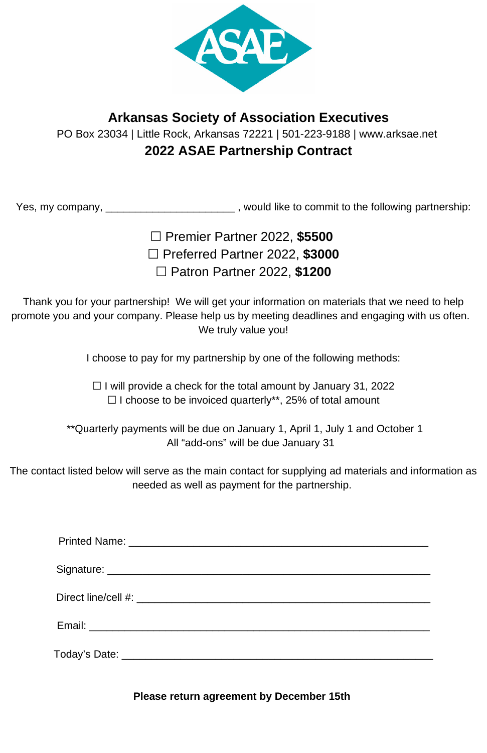# Arkansas Society of Association Executives

PO Box 23034 | Little Rock, Arkansas 72221 | 501-223-9188 | www.arksae.net

## 2022 ASAE Partnership Contract

Yes, my company, ______________________ , would like to commit to the following partnership:

☐ Premier Partner 2022, **$5500**
☐ Preferred Partner 2022, **$3000**
☐ Patron Partner 2022, **$1200**

Thank you for your partnership! We will get your information on materials that we need to help promote you and your company. Please help us by meeting deadlines and engaging with us often. We truly value you!

I choose to pay for my partnership by one of the following methods:

☐ I will provide a check for the total amount by January 31, 2022
☐ I choose to be invoiced quarterly**, 25% of total amount

**Quarterly payments will be due on January 1, April 1, July 1 and October 1
All "add-ons" will be due January 31

The contact listed below will serve as the main contact for supplying ad materials and information as needed as well as payment for the partnership.

Printed Name: ___________________________________________________

Signature: ______________________________________________________

Direct line/cell #: _______________________________________________

Email: _________________________________________________________

Today's Date: ___________________________________________________

**Please return agreement by December 15th**